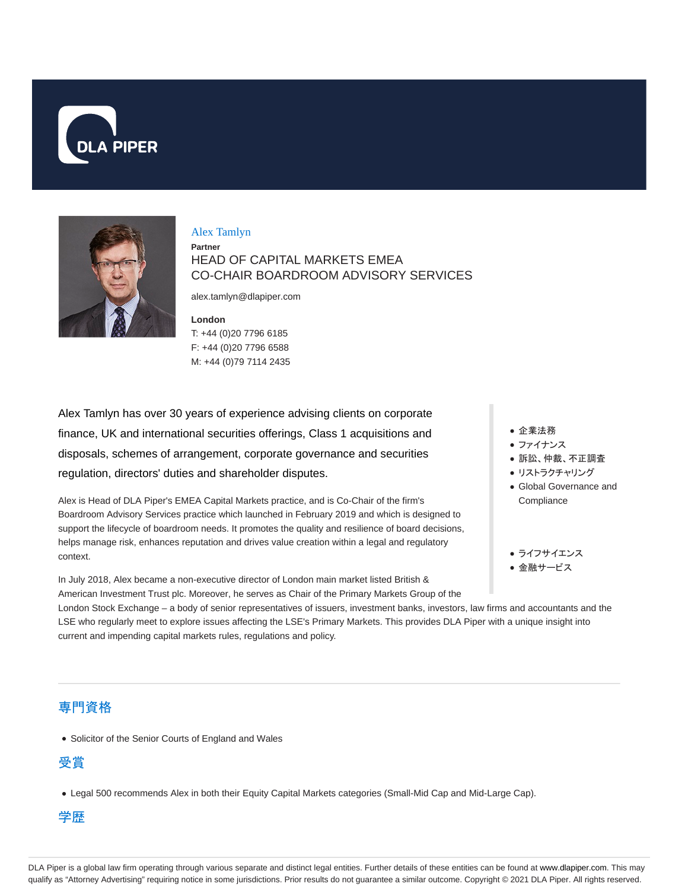Alex Tamlyn

**Partner**

HEAD OF CAPITAL MARKETS EMEA
CO-CHAIR BOARDROOM ADVISORY SERVICES

alex.tamlyn@dlapiper.com

**London**
T: +44 (0)20 7796 6185
F: +44 (0)20 7796 6588
M: +44 (0)79 7114 2435

- 企業法務
- ファイナンス
- 訴訟、仲裁、不正調査
- リストラクチャリング
- Global Governance and Compliance

- ライフサイエンス
- 金融サービス

Alex Tamlyn has over 30 years of experience advising clients on corporate finance, UK and international securities offerings, Class 1 acquisitions and disposals, schemes of arrangement, corporate governance and securities regulation, directors' duties and shareholder disputes.

Alex is Head of DLA Piper's EMEA Capital Markets practice, and is Co-Chair of the firm's Boardroom Advisory Services practice which launched in February 2019 and which is designed to support the lifecycle of boardroom needs. It promotes the quality and resilience of board decisions, helps manage risk, enhances reputation and drives value creation within a legal and regulatory context.

In July 2018, Alex became a non-executive director of London main market listed British & American Investment Trust plc. Moreover, he serves as Chair of the Primary Markets Group of the London Stock Exchange – a body of senior representatives of issuers, investment banks, investors, law firms and accountants and the LSE who regularly meet to explore issues affecting the LSE's Primary Markets. This provides DLA Piper with a unique insight into current and impending capital markets rules, regulations and policy.

## 専門資格

- Solicitor of the Senior Courts of England and Wales

## 受賞

- Legal 500 recommends Alex in both their Equity Capital Markets categories (Small-Mid Cap and Mid-Large Cap).

## 学歴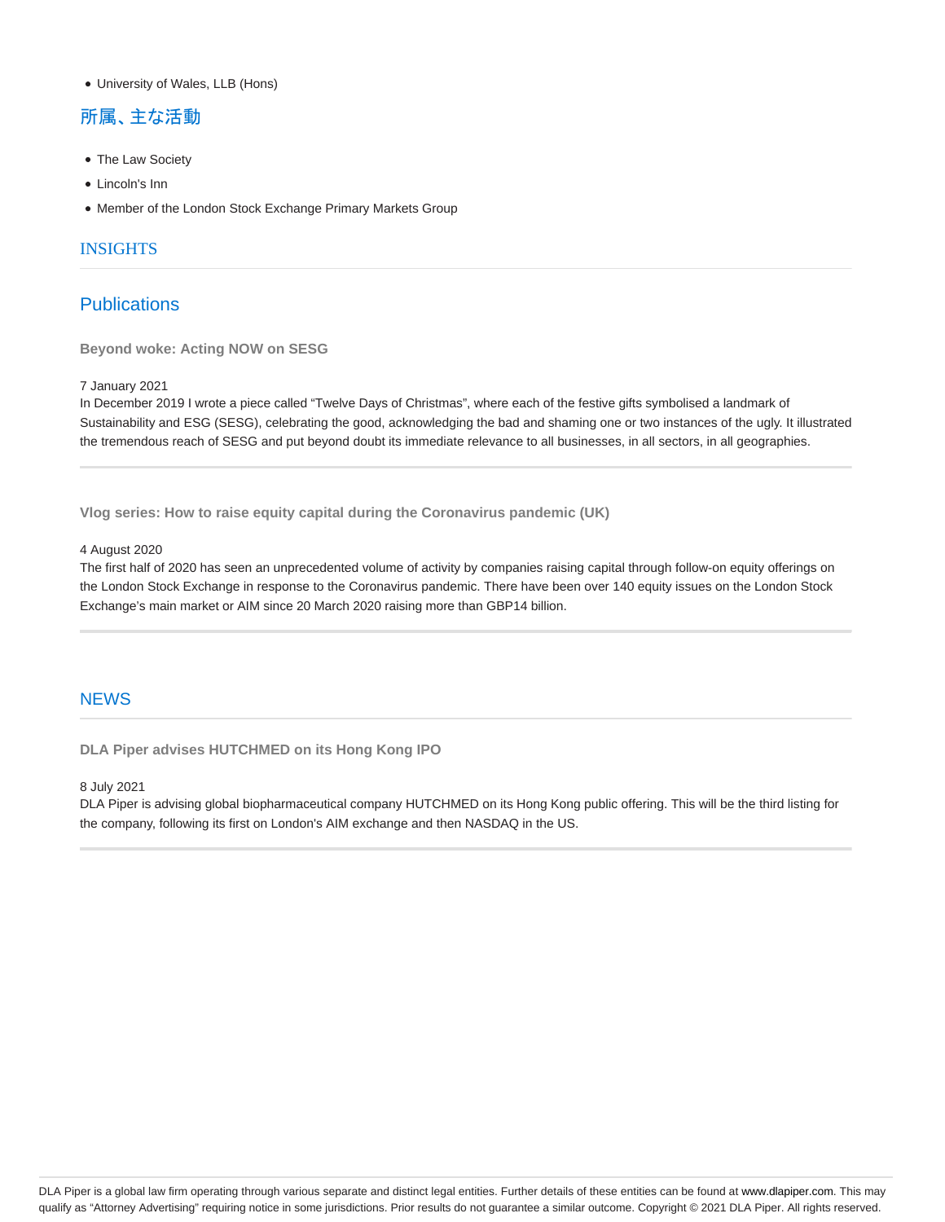- University of Wales, LLB (Hons)

## 所属、主な活動

- The Law Society
- Lincoln's Inn
- Member of the London Stock Exchange Primary Markets Group

## INSIGHTS

### Publications

**Beyond woke: Acting NOW on SESG**

7 January 2021

In December 2019 I wrote a piece called “Twelve Days of Christmas”, where each of the festive gifts symbolised a landmark of Sustainability and ESG (SESG), celebrating the good, acknowledging the bad and shaming one or two instances of the ugly. It illustrated the tremendous reach of SESG and put beyond doubt its immediate relevance to all businesses, in all sectors, in all geographies.

**Vlog series: How to raise equity capital during the Coronavirus pandemic (UK)**

4 August 2020

The first half of 2020 has seen an unprecedented volume of activity by companies raising capital through follow-on equity offerings on the London Stock Exchange in response to the Coronavirus pandemic. There have been over 140 equity issues on the London Stock Exchange’s main market or AIM since 20 March 2020 raising more than GBP14 billion.

## NEWS

**DLA Piper advises HUTCHMED on its Hong Kong IPO**

8 July 2021

DLA Piper is advising global biopharmaceutical company HUTCHMED on its Hong Kong public offering. This will be the third listing for the company, following its first on London's AIM exchange and then NASDAQ in the US.

DLA Piper is a global law firm operating through various separate and distinct legal entities. Further details of these entities can be found at www.dlapiper.com. This may qualify as “Attorney Advertising” requiring notice in some jurisdictions. Prior results do not guarantee a similar outcome. Copyright © 2021 DLA Piper. All rights reserved.